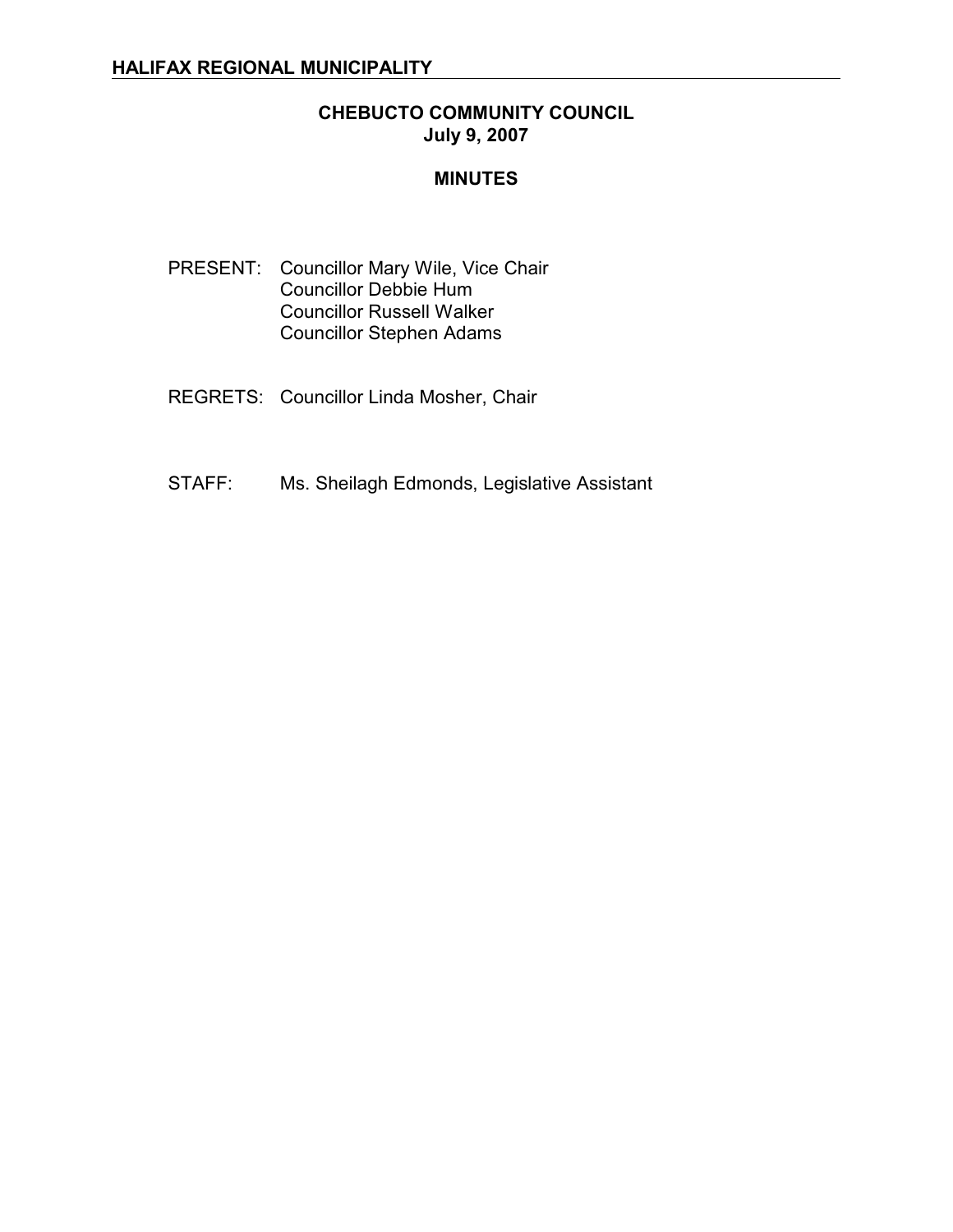**HALIFAX REGIONAL MUNICIPALITY**

# CHEBUCTO COMMUNITY COUNCIL
## July 9, 2007

## MINUTES

PRESENT: Councillor Mary Wile, Vice Chair
Councillor Debbie Hum
Councillor Russell Walker
Councillor Stephen Adams

REGRETS: Councillor Linda Mosher, Chair

STAFF: Ms. Sheilagh Edmonds, Legislative Assistant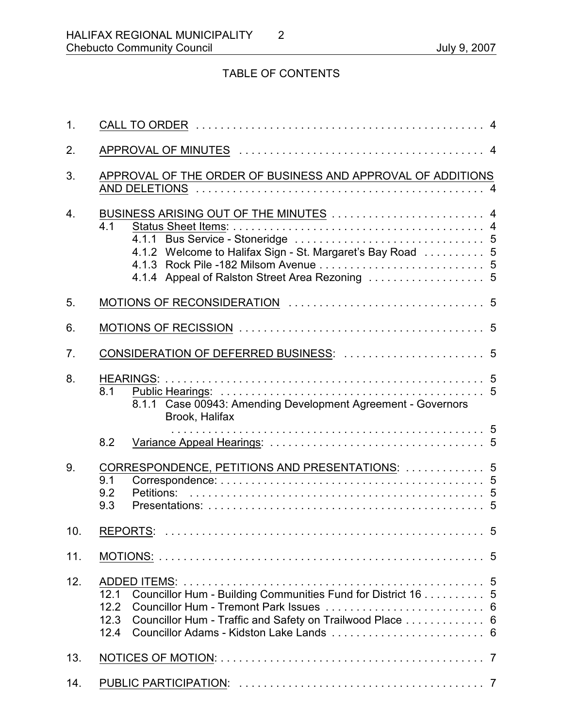## TABLE OF CONTENTS

1. CALL TO ORDER . . . . . . . . . . . . . . . . . . . . . . . . . . . . . . . . . . . . . . . . . . . . . . 4
2. APPROVAL OF MINUTES . . . . . . . . . . . . . . . . . . . . . . . . . . . . . . . . . . . . . . . . 4
3. APPROVAL OF THE ORDER OF BUSINESS AND APPROVAL OF ADDITIONS AND DELETIONS . . . . . . . . . . . . . . . . . . . . . . . . . . . . . . . . . . . . . . . . . . . . . . 4
4. BUSINESS ARISING OUT OF THE MINUTES . . . . . . . . . . . . . . . . . . . . . . . . . 4
   - 4.1 Status Sheet Items: . . . . . . . . . . . . . . . . . . . . . . . . . . . . . . . . . . . . . . . . 4
     - 4.1.1 Bus Service - Stoneridge . . . . . . . . . . . . . . . . . . . . . . . . . . . . . . 5
     - 4.1.2 Welcome to Halifax Sign - St. Margaret's Bay Road . . . . . . . . . . 5
     - 4.1.3 Rock Pile -182 Milsom Avenue . . . . . . . . . . . . . . . . . . . . . . . . . . 5
     - 4.1.4 Appeal of Ralston Street Area Rezoning . . . . . . . . . . . . . . . . . . . 5
5. MOTIONS OF RECONSIDERATION . . . . . . . . . . . . . . . . . . . . . . . . . . . . . . . 5
6. MOTIONS OF RECISSION . . . . . . . . . . . . . . . . . . . . . . . . . . . . . . . . . . . . . . . 5
7. CONSIDERATION OF DEFERRED BUSINESS: . . . . . . . . . . . . . . . . . . . . . . . 5
8. HEARINGS: . . . . . . . . . . . . . . . . . . . . . . . . . . . . . . . . . . . . . . . . . . . . . . . . . . . 5
   - 8.1 Public Hearings: . . . . . . . . . . . . . . . . . . . . . . . . . . . . . . . . . . . . . . . . . . . 5
     - 8.1.1 Case 00943: Amending Development Agreement - Governors Brook, Halifax . . . . . . . . . . . . . . . . . . . . . . . . . . . . . . . . . . . . . . . . . . . . . . . . . . 5
   - 8.2 Variance Appeal Hearings: . . . . . . . . . . . . . . . . . . . . . . . . . . . . . . . . . . . 5
9. CORRESPONDENCE, PETITIONS AND PRESENTATIONS: . . . . . . . . . . . . . 5
   - 9.1 Correspondence: . . . . . . . . . . . . . . . . . . . . . . . . . . . . . . . . . . . . . . . . . . . 5
   - 9.2 Petitions: . . . . . . . . . . . . . . . . . . . . . . . . . . . . . . . . . . . . . . . . . . . . . . . . 5
   - 9.3 Presentations: . . . . . . . . . . . . . . . . . . . . . . . . . . . . . . . . . . . . . . . . . . . . 5
10. REPORTS: . . . . . . . . . . . . . . . . . . . . . . . . . . . . . . . . . . . . . . . . . . . . . . . . . . . 5
11. MOTIONS: . . . . . . . . . . . . . . . . . . . . . . . . . . . . . . . . . . . . . . . . . . . . . . . . . . . 5
12. ADDED ITEMS: . . . . . . . . . . . . . . . . . . . . . . . . . . . . . . . . . . . . . . . . . . . . . . . 5
    - 12.1 Councillor Hum - Building Communities Fund for District 16 . . . . . . . . . . 5
    - 12.2 Councillor Hum - Tremont Park Issues . . . . . . . . . . . . . . . . . . . . . . . . . . 6
    - 12.3 Councillor Hum - Traffic and Safety on Trailwood Place . . . . . . . . . . . . . 6
    - 12.4 Councillor Adams - Kidston Lake Lands . . . . . . . . . . . . . . . . . . . . . . . . . 6
13. NOTICES OF MOTION: . . . . . . . . . . . . . . . . . . . . . . . . . . . . . . . . . . . . . . . . . 7
14. PUBLIC PARTICIPATION: . . . . . . . . . . . . . . . . . . . . . . . . . . . . . . . . . . . . . . . 7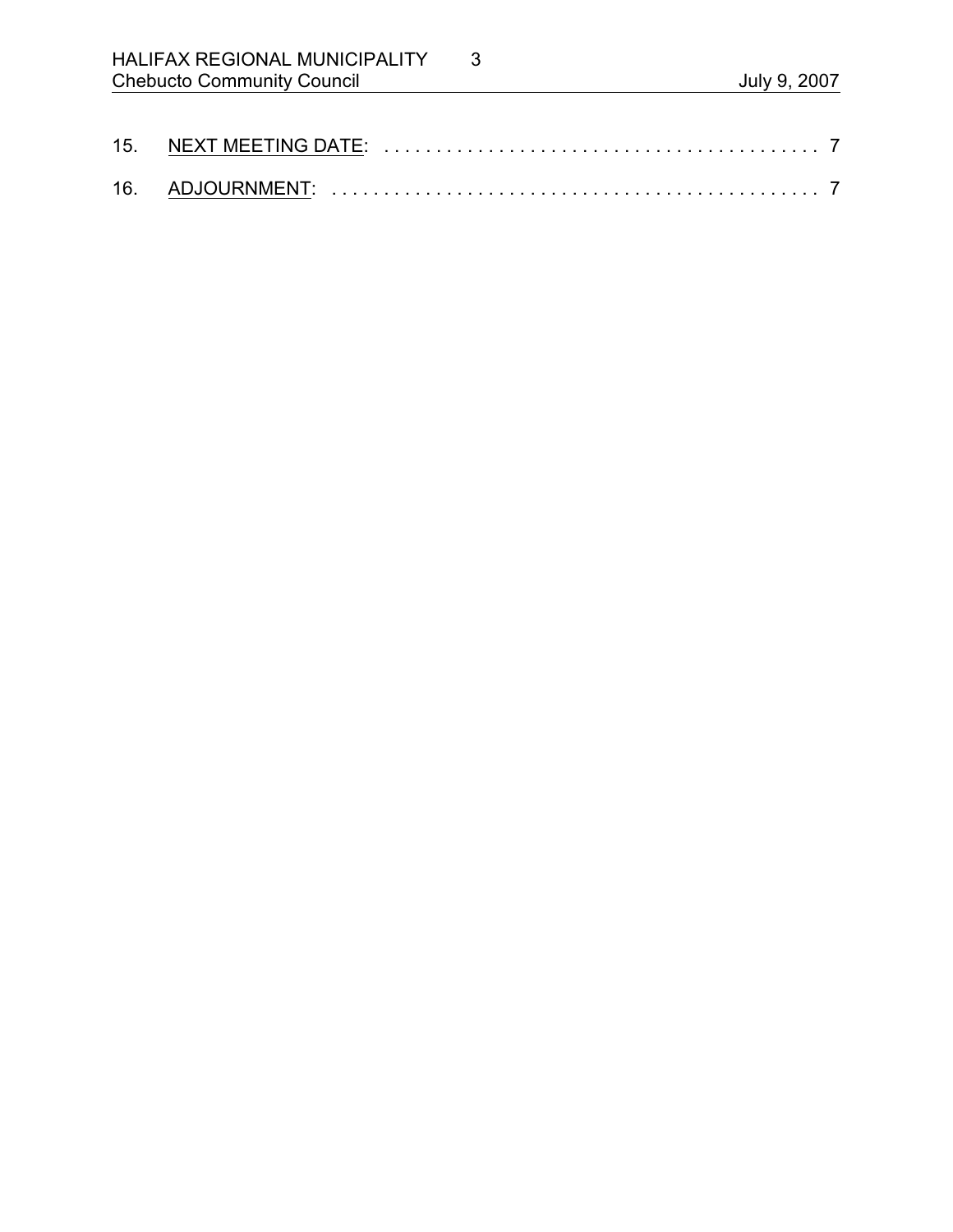15. NEXT MEETING DATE: . . . . . . . . . . . . . . . . . . . . . . . . . . . . . . . . . . . . . . . . . 7

16. ADJOURNMENT: . . . . . . . . . . . . . . . . . . . . . . . . . . . . . . . . . . . . . . . . . . . . . . . 7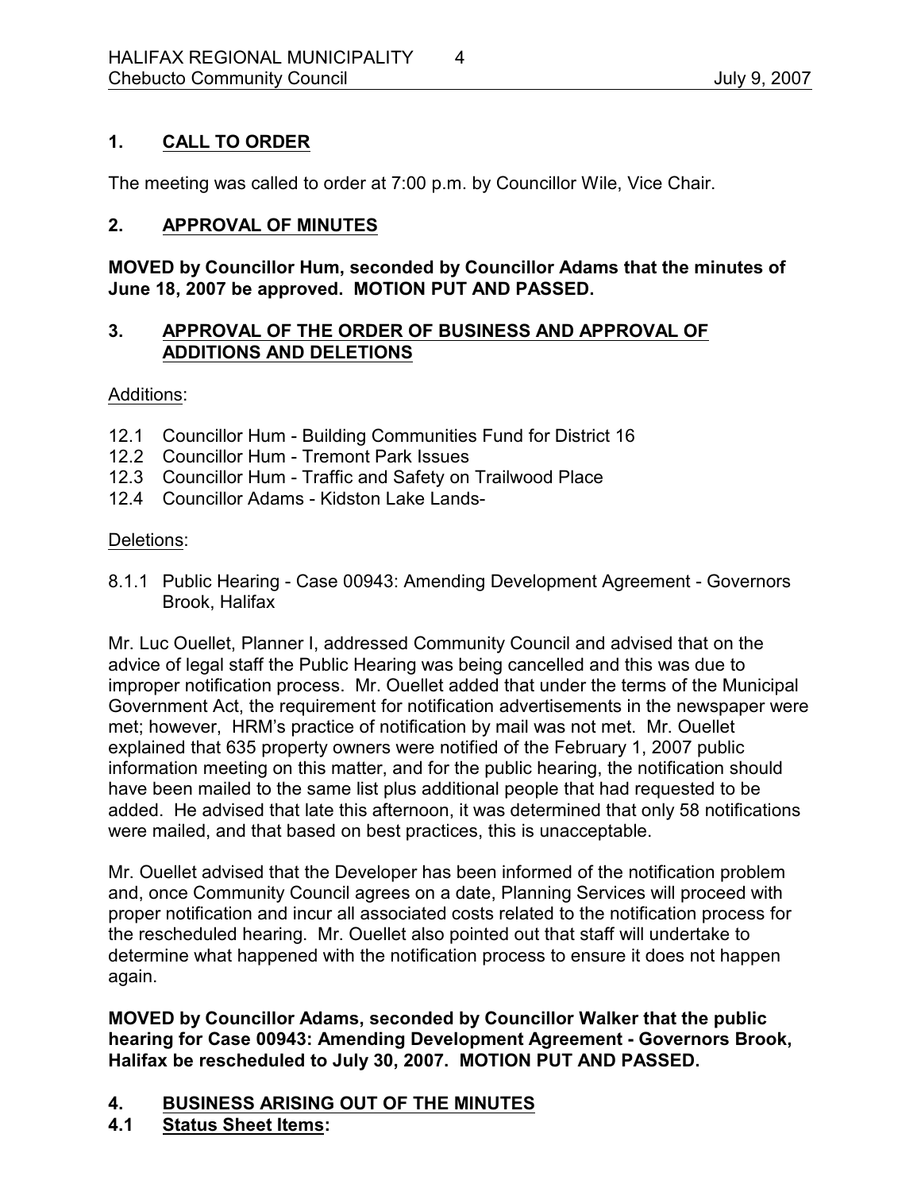## 1. CALL TO ORDER

The meeting was called to order at 7:00 p.m. by Councillor Wile, Vice Chair.

## 2. APPROVAL OF MINUTES

**MOVED by Councillor Hum, seconded by Councillor Adams that the minutes of June 18, 2007 be approved. MOTION PUT AND PASSED.**

## 3. APPROVAL OF THE ORDER OF BUSINESS AND APPROVAL OF ADDITIONS AND DELETIONS

Additions:

- 12.1 Councillor Hum - Building Communities Fund for District 16
- 12.2 Councillor Hum - Tremont Park Issues
- 12.3 Councillor Hum - Traffic and Safety on Trailwood Place
- 12.4 Councillor Adams - Kidston Lake Lands-

Deletions:

- 8.1.1 Public Hearing - Case 00943: Amending Development Agreement - Governors Brook, Halifax

Mr. Luc Ouellet, Planner I, addressed Community Council and advised that on the advice of legal staff the Public Hearing was being cancelled and this was due to improper notification process. Mr. Ouellet added that under the terms of the Municipal Government Act, the requirement for notification advertisements in the newspaper were met; however, HRM's practice of notification by mail was not met. Mr. Ouellet explained that 635 property owners were notified of the February 1, 2007 public information meeting on this matter, and for the public hearing, the notification should have been mailed to the same list plus additional people that had requested to be added. He advised that late this afternoon, it was determined that only 58 notifications were mailed, and that based on best practices, this is unacceptable.

Mr. Ouellet advised that the Developer has been informed of the notification problem and, once Community Council agrees on a date, Planning Services will proceed with proper notification and incur all associated costs related to the notification process for the rescheduled hearing. Mr. Ouellet also pointed out that staff will undertake to determine what happened with the notification process to ensure it does not happen again.

**MOVED by Councillor Adams, seconded by Councillor Walker that the public hearing for Case 00943: Amending Development Agreement - Governors Brook, Halifax be rescheduled to July 30, 2007. MOTION PUT AND PASSED.**

## 4. BUSINESS ARISING OUT OF THE MINUTES

### 4.1 Status Sheet Items: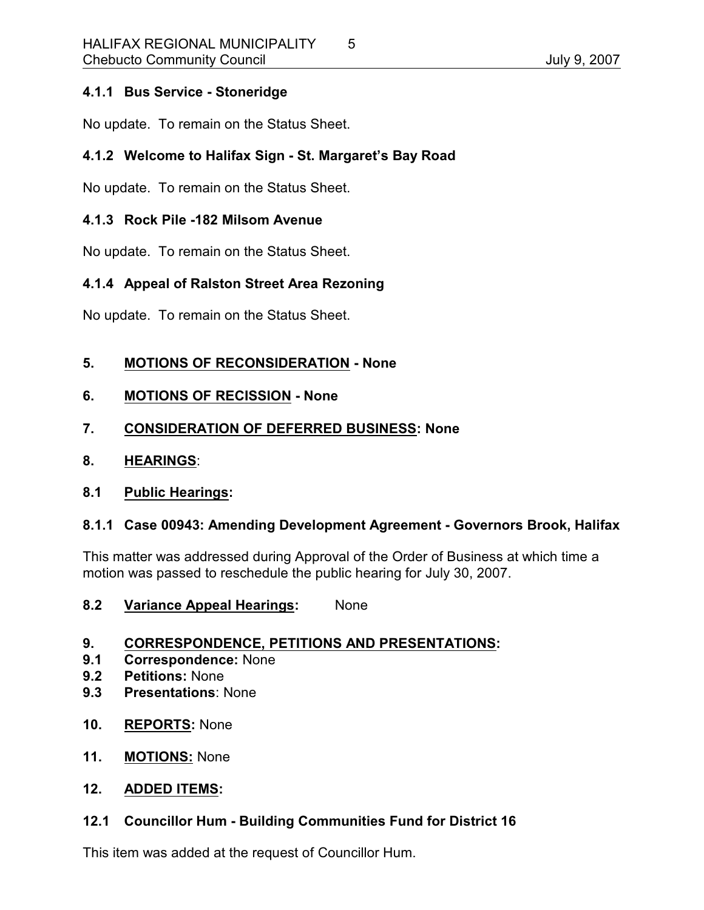**4.1.1 Bus Service - Stoneridge**

No update. To remain on the Status Sheet.

**4.1.2 Welcome to Halifax Sign - St. Margaret's Bay Road**

No update. To remain on the Status Sheet.

**4.1.3 Rock Pile -182 Milsom Avenue**

No update. To remain on the Status Sheet.

**4.1.4 Appeal of Ralston Street Area Rezoning**

No update. To remain on the Status Sheet.

## 5. MOTIONS OF RECONSIDERATION - None

## 6. MOTIONS OF RECISSION - None

## 7. CONSIDERATION OF DEFERRED BUSINESS: None

## 8. HEARINGS:

### 8.1 Public Hearings:

**8.1.1 Case 00943: Amending Development Agreement - Governors Brook, Halifax**

This matter was addressed during Approval of the Order of Business at which time a motion was passed to reschedule the public hearing for July 30, 2007.

### 8.2 Variance Appeal Hearings: None

## 9. CORRESPONDENCE, PETITIONS AND PRESENTATIONS:

**9.1 Correspondence:** None
**9.2 Petitions:** None
**9.3 Presentations**: None

## 10. REPORTS: None

## 11. MOTIONS: None

## 12. ADDED ITEMS:

### 12.1 Councillor Hum - Building Communities Fund for District 16

This item was added at the request of Councillor Hum.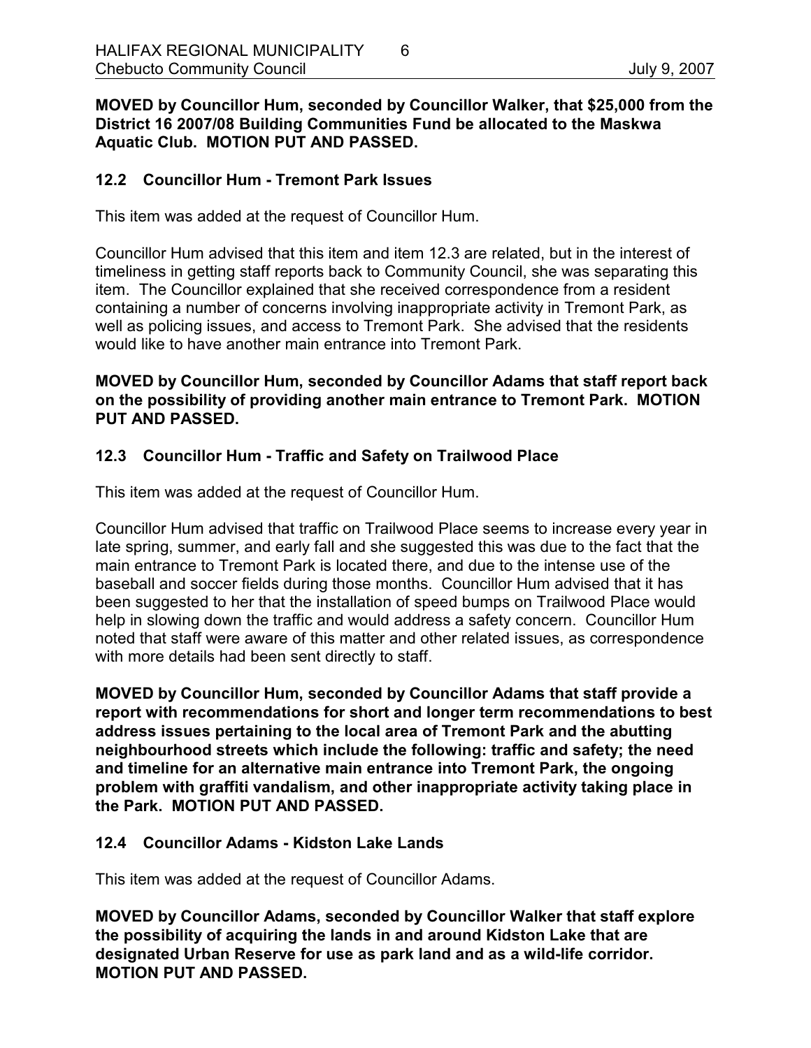**MOVED by Councillor Hum, seconded by Councillor Walker, that $25,000 from the District 16 2007/08 Building Communities Fund be allocated to the Maskwa Aquatic Club. MOTION PUT AND PASSED.**

### 12.2 Councillor Hum - Tremont Park Issues

This item was added at the request of Councillor Hum.

Councillor Hum advised that this item and item 12.3 are related, but in the interest of timeliness in getting staff reports back to Community Council, she was separating this item. The Councillor explained that she received correspondence from a resident containing a number of concerns involving inappropriate activity in Tremont Park, as well as policing issues, and access to Tremont Park. She advised that the residents would like to have another main entrance into Tremont Park.

**MOVED by Councillor Hum, seconded by Councillor Adams that staff report back on the possibility of providing another main entrance to Tremont Park. MOTION PUT AND PASSED.**

### 12.3 Councillor Hum - Traffic and Safety on Trailwood Place

This item was added at the request of Councillor Hum.

Councillor Hum advised that traffic on Trailwood Place seems to increase every year in late spring, summer, and early fall and she suggested this was due to the fact that the main entrance to Tremont Park is located there, and due to the intense use of the baseball and soccer fields during those months. Councillor Hum advised that it has been suggested to her that the installation of speed bumps on Trailwood Place would help in slowing down the traffic and would address a safety concern. Councillor Hum noted that staff were aware of this matter and other related issues, as correspondence with more details had been sent directly to staff.

**MOVED by Councillor Hum, seconded by Councillor Adams that staff provide a report with recommendations for short and longer term recommendations to best address issues pertaining to the local area of Tremont Park and the abutting neighbourhood streets which include the following: traffic and safety; the need and timeline for an alternative main entrance into Tremont Park, the ongoing problem with graffiti vandalism, and other inappropriate activity taking place in the Park. MOTION PUT AND PASSED.**

### 12.4 Councillor Adams - Kidston Lake Lands

This item was added at the request of Councillor Adams.

**MOVED by Councillor Adams, seconded by Councillor Walker that staff explore the possibility of acquiring the lands in and around Kidston Lake that are designated Urban Reserve for use as park land and as a wild-life corridor. MOTION PUT AND PASSED.**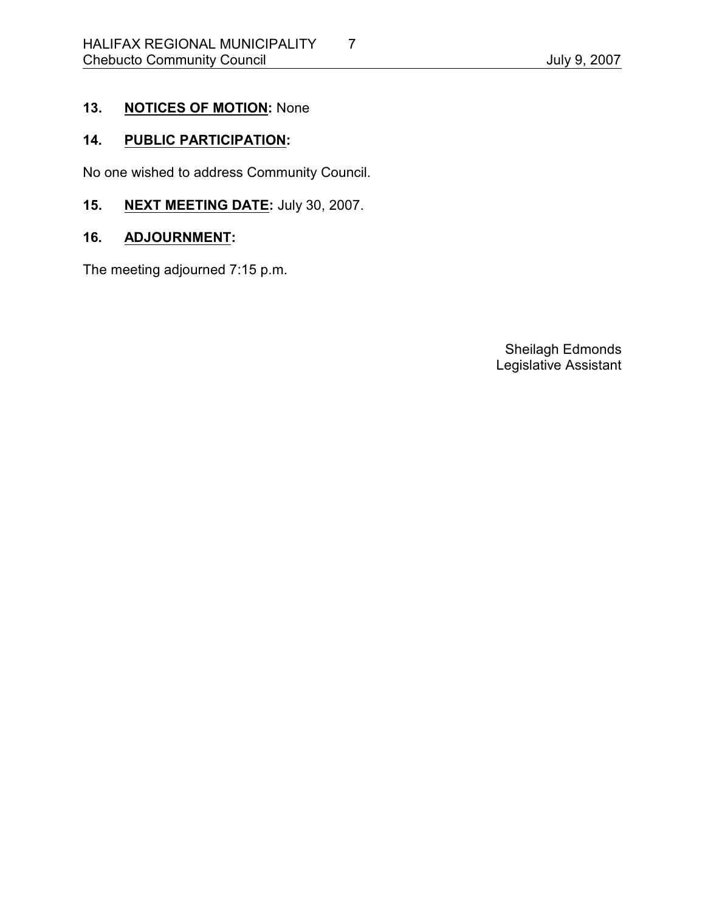**13. NOTICES OF MOTION:** None

**14. PUBLIC PARTICIPATION:**

No one wished to address Community Council.

**15. NEXT MEETING DATE:** July 30, 2007.

**16. ADJOURNMENT:**

The meeting adjourned 7:15 p.m.

Sheilagh Edmonds
Legislative Assistant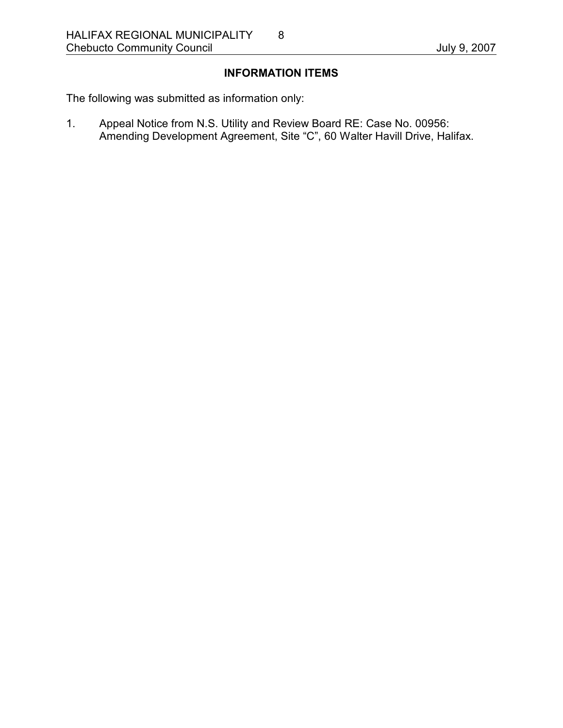## INFORMATION ITEMS

The following was submitted as information only:

1. Appeal Notice from N.S. Utility and Review Board RE: Case No. 00956: Amending Development Agreement, Site "C", 60 Walter Havill Drive, Halifax.